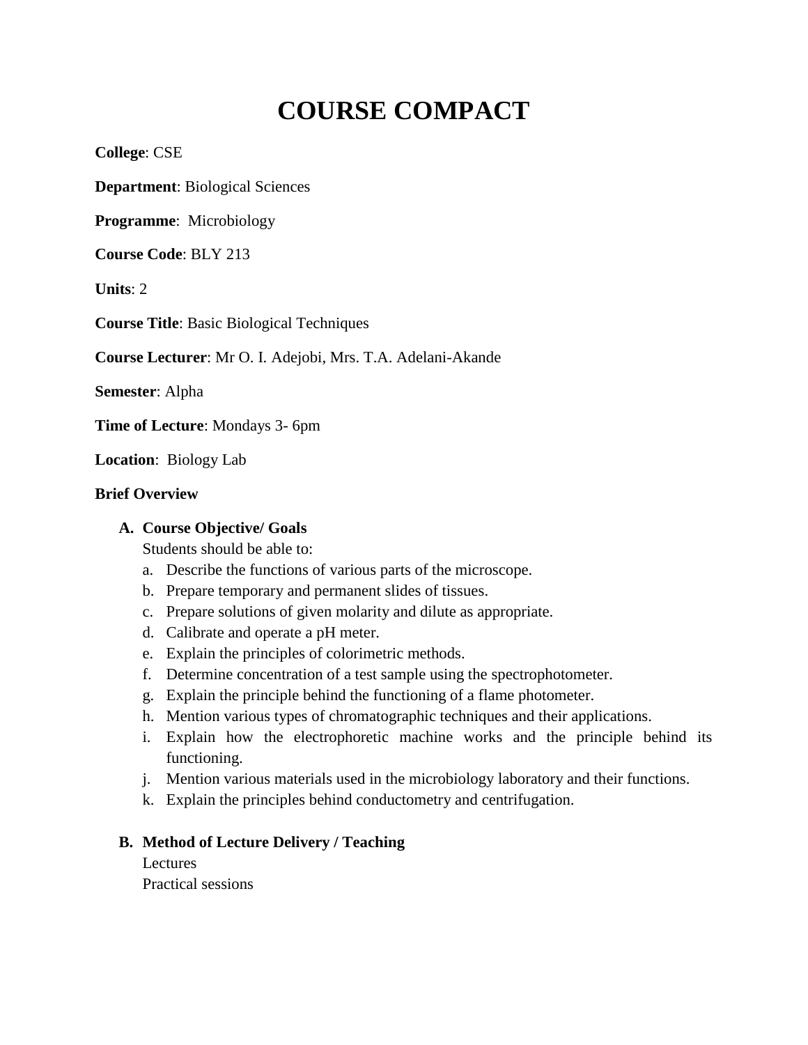# COURSE COMPACT

**College**: CSE

**Department**: Biological Sciences

**Programme**: Microbiology

**Course Code**: BLY 213

**Units**: 2

**Course Title**: Basic Biological Techniques

**Course Lecturer**: Mr O. I. Adejobi, Mrs. T.A. Adelani-Akande

**Semester**: Alpha

**Time of Lecture**: Mondays 3- 6pm

**Location**: Biology Lab

**Brief Overview**

**A. Course Objective/ Goals**

Students should be able to:

a. Describe the functions of various parts of the microscope.
b. Prepare temporary and permanent slides of tissues.
c. Prepare solutions of given molarity and dilute as appropriate.
d. Calibrate and operate a pH meter.
e. Explain the principles of colorimetric methods.
f. Determine concentration of a test sample using the spectrophotometer.
g. Explain the principle behind the functioning of a flame photometer.
h. Mention various types of chromatographic techniques and their applications.
i. Explain how the electrophoretic machine works and the principle behind its functioning.
j. Mention various materials used in the microbiology laboratory and their functions.
k. Explain the principles behind conductometry and centrifugation.

**B. Method of Lecture Delivery / Teaching**

Lectures
Practical sessions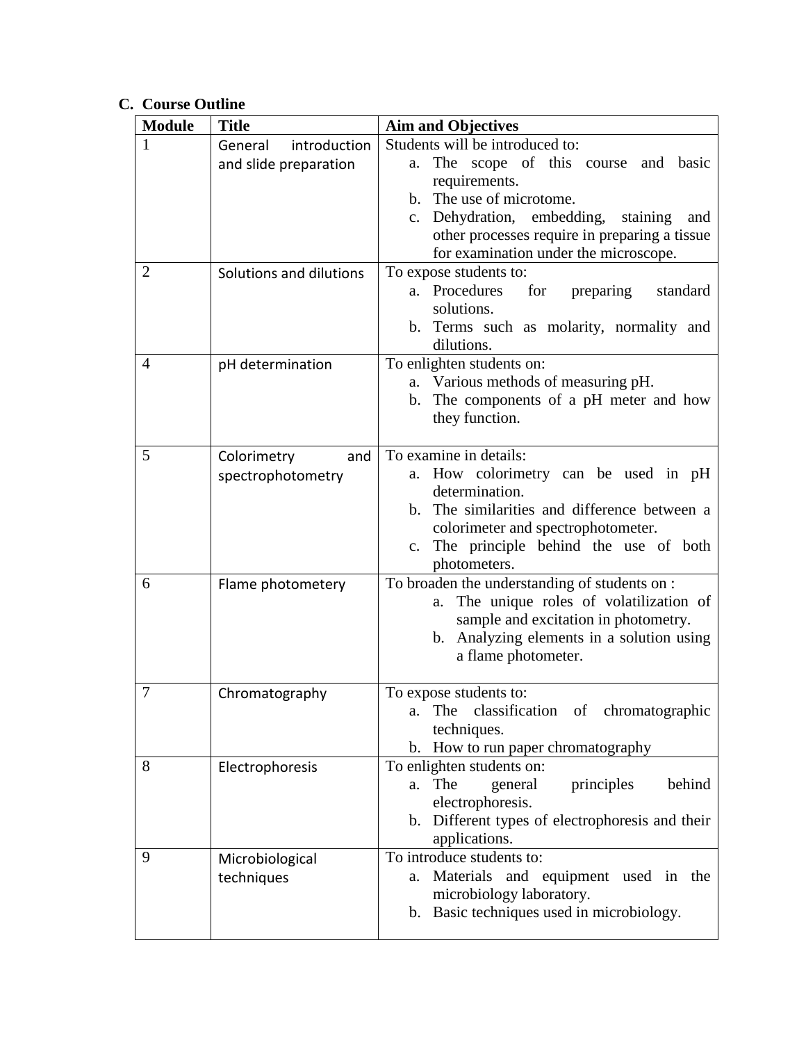### C. Course Outline

| Module | Title | Aim and Objectives |
|---|---|---|
| 1 | General introduction and slide preparation | Students will be introduced to:<br>a. The scope of this course and basic requirements.<br>b. The use of microtome.<br>c. Dehydration, embedding, staining and other processes require in preparing a tissue for examination under the microscope. |
| 2 | Solutions and dilutions | To expose students to:<br>a. Procedures for preparing standard solutions.<br>b. Terms such as molarity, normality and dilutions. |
| 4 | pH determination | To enlighten students on:<br>a. Various methods of measuring pH.<br>b. The components of a pH meter and how they function. |
| 5 | Colorimetry and spectrophotometry | To examine in details:<br>a. How colorimetry can be used in pH determination.<br>b. The similarities and difference between a colorimeter and spectrophotometer.<br>c. The principle behind the use of both photometers. |
| 6 | Flame photometery | To broaden the understanding of students on :<br>a. The unique roles of volatilization of sample and excitation in photometry.<br>b. Analyzing elements in a solution using a flame photometer. |
| 7 | Chromatography | To expose students to:<br>a. The classification of chromatographic techniques.<br>b. How to run paper chromatography |
| 8 | Electrophoresis | To enlighten students on:<br>a. The general principles behind electrophoresis.<br>b. Different types of electrophoresis and their applications. |
| 9 | Microbiological techniques | To introduce students to:<br>a. Materials and equipment used in the microbiology laboratory.<br>b. Basic techniques used in microbiology. |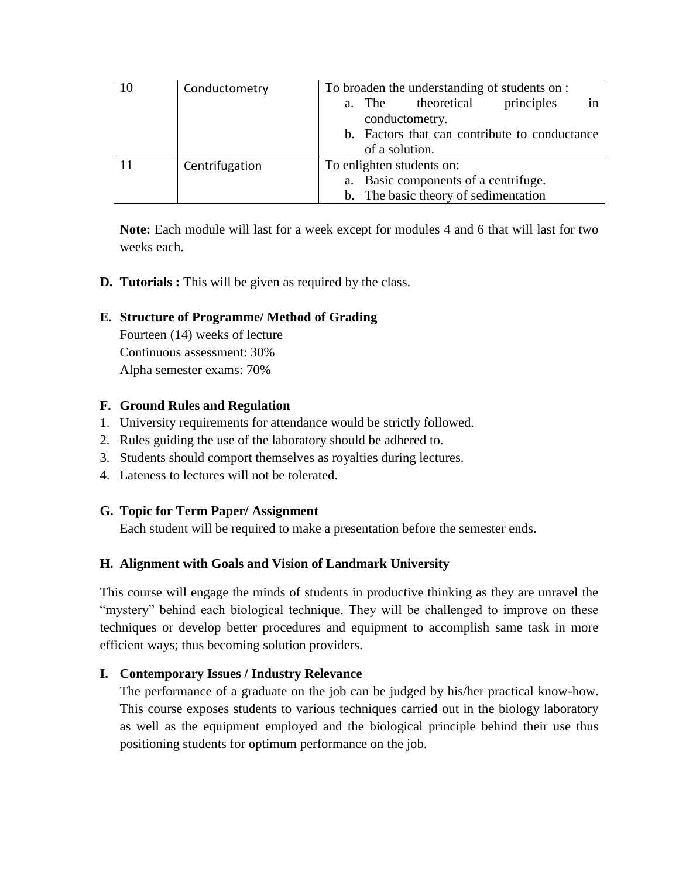| 10 | Conductometry | To broaden the understanding of students on :<br>a. The theoretical principles in conductometry.<br>b. Factors that can contribute to conductance of a solution. |
|---|---|---|
| 11 | Centrifugation | To enlighten students on:<br>a. Basic components of a centrifuge.<br>b. The basic theory of sedimentation |

**Note:** Each module will last for a week except for modules 4 and 6 that will last for two weeks each.

**D. Tutorials :** This will be given as required by the class.

**E. Structure of Programme/ Method of Grading**

Fourteen (14) weeks of lecture
Continuous assessment: 30%
Alpha semester exams: 70%

**F. Ground Rules and Regulation**

1. University requirements for attendance would be strictly followed.
2. Rules guiding the use of the laboratory should be adhered to.
3. Students should comport themselves as royalties during lectures.
4. Lateness to lectures will not be tolerated.

**G. Topic for Term Paper/ Assignment**

Each student will be required to make a presentation before the semester ends.

**H. Alignment with Goals and Vision of Landmark University**

This course will engage the minds of students in productive thinking as they are unravel the "mystery" behind each biological technique. They will be challenged to improve on these techniques or develop better procedures and equipment to accomplish same task in more efficient ways; thus becoming solution providers.

**I. Contemporary Issues / Industry Relevance**

The performance of a graduate on the job can be judged by his/her practical know-how. This course exposes students to various techniques carried out in the biology laboratory as well as the equipment employed and the biological principle behind their use thus positioning students for optimum performance on the job.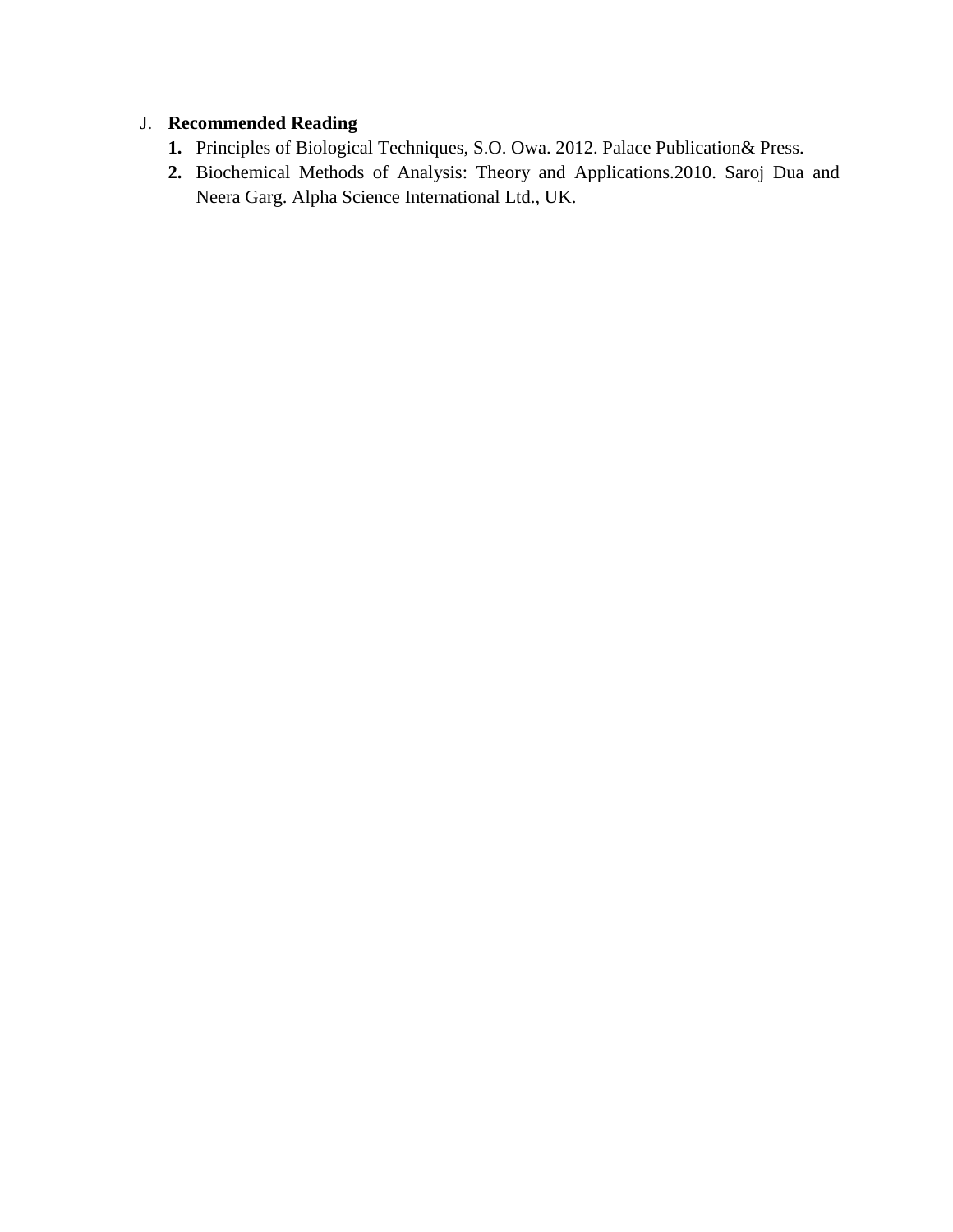J. **Recommended Reading**

1. Principles of Biological Techniques, S.O. Owa. 2012. Palace Publication& Press.
2. Biochemical Methods of Analysis: Theory and Applications.2010. Saroj Dua and Neera Garg. Alpha Science International Ltd., UK.